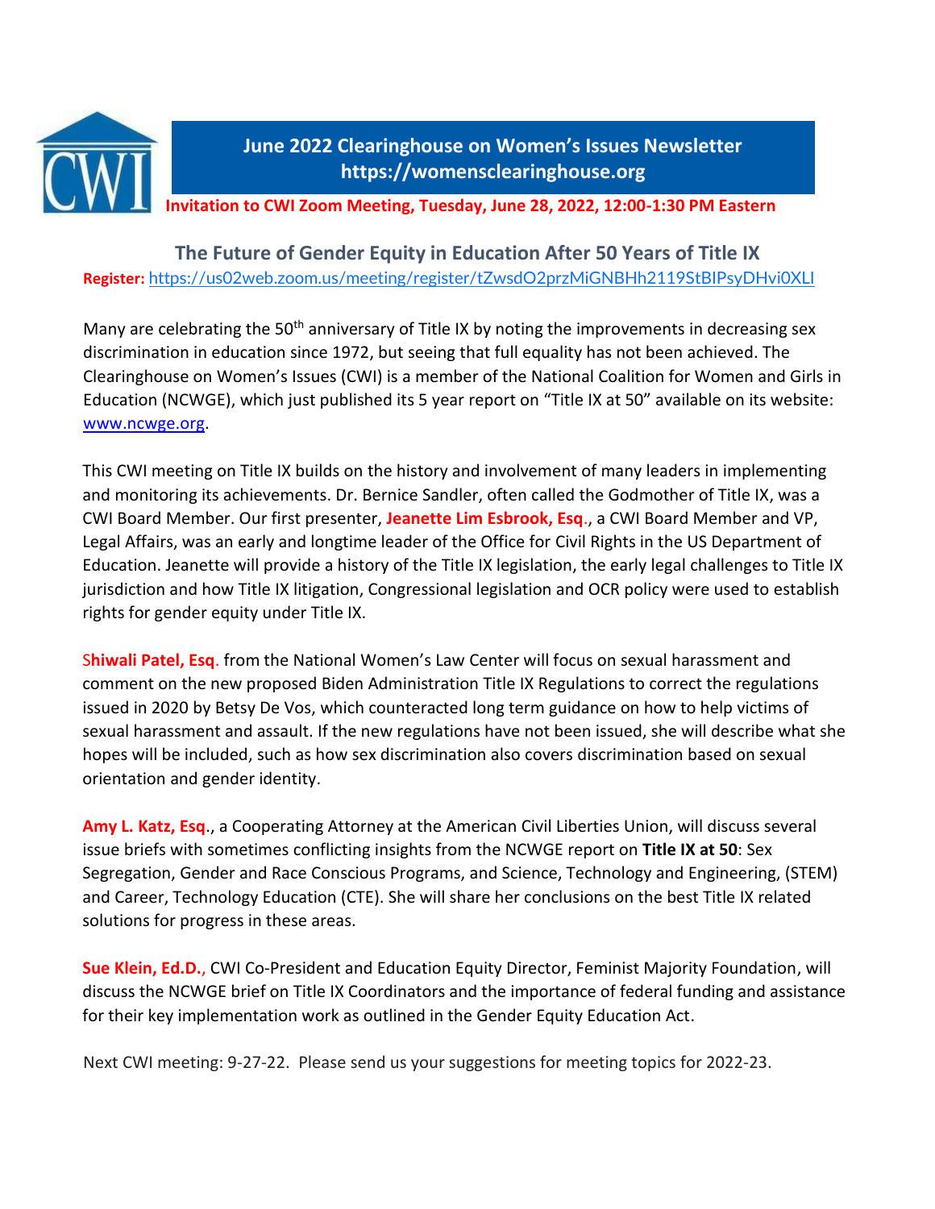# June 2022 Clearinghouse on Women's Issues Newsletter
**https://womensclearinghouse.org**

**Invitation to CWI Zoom Meeting, Tuesday, June 28, 2022, 12:00-1:30 PM Eastern**

## The Future of Gender Equity in Education After 50 Years of Title IX

**Register:** https://us02web.zoom.us/meeting/register/tZwsdO2przMiGNBHh2119StBIPsyDHvi0XLI

Many are celebrating the 50th anniversary of Title IX by noting the improvements in decreasing sex discrimination in education since 1972, but seeing that full equality has not been achieved. The Clearinghouse on Women's Issues (CWI) is a member of the National Coalition for Women and Girls in Education (NCWGE), which just published its 5 year report on "Title IX at 50" available on its website: www.ncwge.org.

This CWI meeting on Title IX builds on the history and involvement of many leaders in implementing and monitoring its achievements. Dr. Bernice Sandler, often called the Godmother of Title IX, was a CWI Board Member. Our first presenter, **Jeanette Lim Esbrook, Esq.**, a CWI Board Member and VP, Legal Affairs, was an early and longtime leader of the Office for Civil Rights in the US Department of Education. Jeanette will provide a history of the Title IX legislation, the early legal challenges to Title IX jurisdiction and how Title IX litigation, Congressional legislation and OCR policy were used to establish rights for gender equity under Title IX.

**Shiwali Patel, Esq.** from the National Women's Law Center will focus on sexual harassment and comment on the new proposed Biden Administration Title IX Regulations to correct the regulations issued in 2020 by Betsy De Vos, which counteracted long term guidance on how to help victims of sexual harassment and assault. If the new regulations have not been issued, she will describe what she hopes will be included, such as how sex discrimination also covers discrimination based on sexual orientation and gender identity.

**Amy L. Katz, Esq.**, a Cooperating Attorney at the American Civil Liberties Union, will discuss several issue briefs with sometimes conflicting insights from the NCWGE report on **Title IX at 50**: Sex Segregation, Gender and Race Conscious Programs, and Science, Technology and Engineering, (STEM) and Career, Technology Education (CTE). She will share her conclusions on the best Title IX related solutions for progress in these areas.

**Sue Klein, Ed.D.**, CWI Co-President and Education Equity Director, Feminist Majority Foundation, will discuss the NCWGE brief on Title IX Coordinators and the importance of federal funding and assistance for their key implementation work as outlined in the Gender Equity Education Act.

Next CWI meeting: 9-27-22. Please send us your suggestions for meeting topics for 2022-23.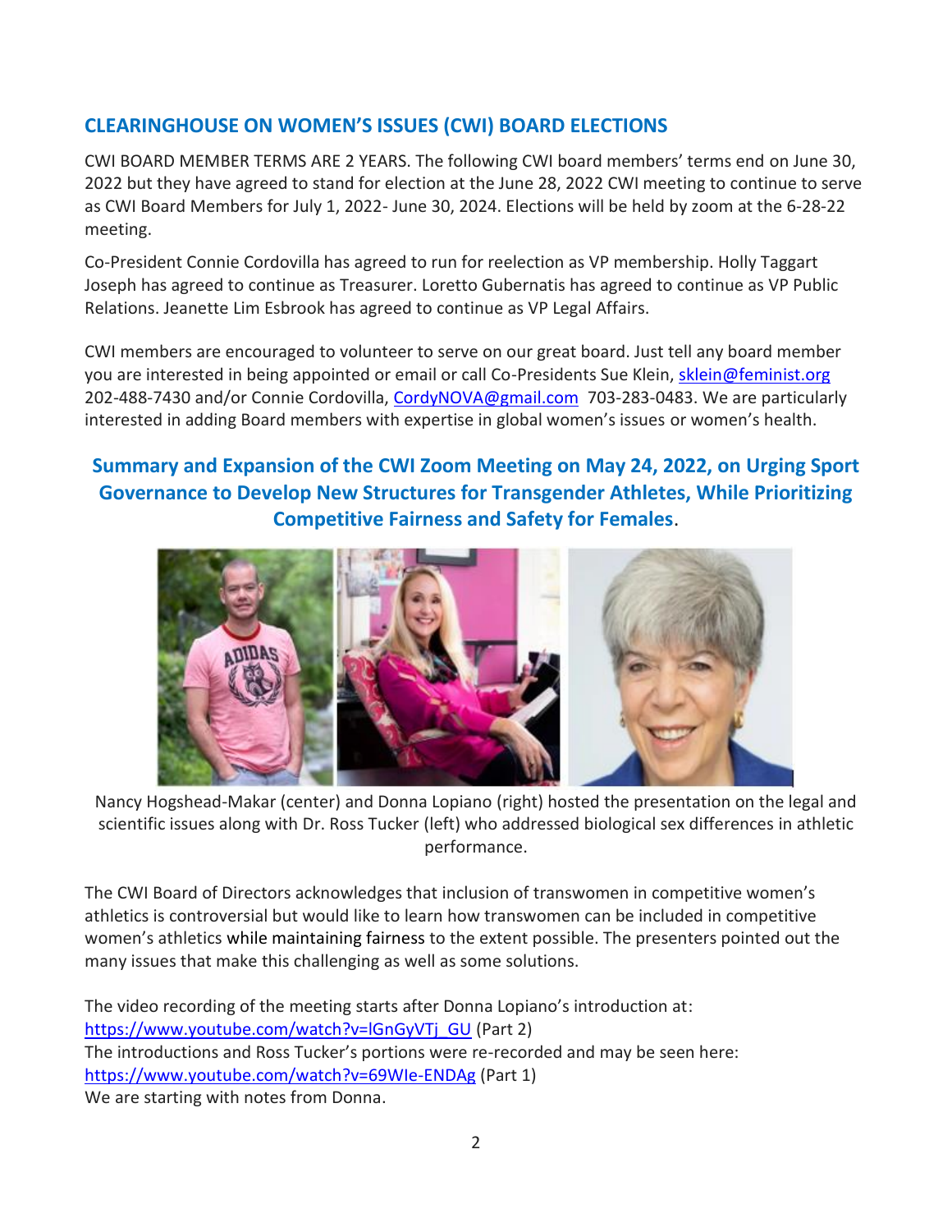## CLEARINGHOUSE ON WOMEN'S ISSUES (CWI) BOARD ELECTIONS

CWI BOARD MEMBER TERMS ARE 2 YEARS. The following CWI board members' terms end on June 30, 2022 but they have agreed to stand for election at the June 28, 2022 CWI meeting to continue to serve as CWI Board Members for July 1, 2022- June 30, 2024. Elections will be held by zoom at the 6-28-22 meeting.

Co-President Connie Cordovilla has agreed to run for reelection as VP membership. Holly Taggart Joseph has agreed to continue as Treasurer. Loretto Gubernatis has agreed to continue as VP Public Relations. Jeanette Lim Esbrook has agreed to continue as VP Legal Affairs.

CWI members are encouraged to volunteer to serve on our great board. Just tell any board member you are interested in being appointed or email or call Co-Presidents Sue Klein, sklein@feminist.org 202-488-7430 and/or Connie Cordovilla, CordyNOVA@gmail.com 703-283-0483. We are particularly interested in adding Board members with expertise in global women's issues or women's health.

## Summary and Expansion of the CWI Zoom Meeting on May 24, 2022, on Urging Sport Governance to Develop New Structures for Transgender Athletes, While Prioritizing Competitive Fairness and Safety for Females.

Nancy Hogshead-Makar (center) and Donna Lopiano (right) hosted the presentation on the legal and scientific issues along with Dr. Ross Tucker (left) who addressed biological sex differences in athletic performance.

The CWI Board of Directors acknowledges that inclusion of transwomen in competitive women's athletics is controversial but would like to learn how transwomen can be included in competitive women's athletics while maintaining fairness to the extent possible. The presenters pointed out the many issues that make this challenging as well as some solutions.

The video recording of the meeting starts after Donna Lopiano's introduction at:
https://www.youtube.com/watch?v=lGnGyVTj_GU (Part 2)
The introductions and Ross Tucker's portions were re-recorded and may be seen here:
https://www.youtube.com/watch?v=69WIe-ENDAg (Part 1)
We are starting with notes from Donna.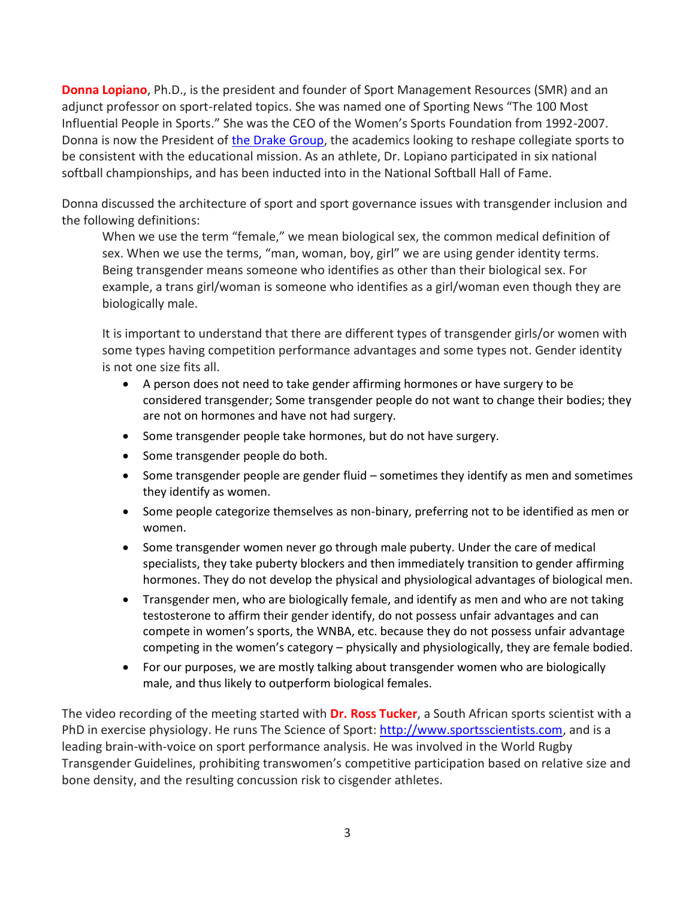**Donna Lopiano**, Ph.D., is the president and founder of Sport Management Resources (SMR) and an adjunct professor on sport-related topics. She was named one of Sporting News "The 100 Most Influential People in Sports." She was the CEO of the Women's Sports Foundation from 1992-2007. Donna is now the President of [the Drake Group](), the academics looking to reshape collegiate sports to be consistent with the educational mission. As an athlete, Dr. Lopiano participated in six national softball championships, and has been inducted into in the National Softball Hall of Fame.

Donna discussed the architecture of sport and sport governance issues with transgender inclusion and the following definitions:

> When we use the term "female," we mean biological sex, the common medical definition of sex. When we use the terms, "man, woman, boy, girl" we are using gender identity terms. Being transgender means someone who identifies as other than their biological sex. For example, a trans girl/woman is someone who identifies as a girl/woman even though they are biologically male.
>
> It is important to understand that there are different types of transgender girls/or women with some types having competition performance advantages and some types not. Gender identity is not one size fits all.
>
> - A person does not need to take gender affirming hormones or have surgery to be considered transgender; Some transgender people do not want to change their bodies; they are not on hormones and have not had surgery.
> - Some transgender people take hormones, but do not have surgery.
> - Some transgender people do both.
> - Some transgender people are gender fluid – sometimes they identify as men and sometimes they identify as women.
> - Some people categorize themselves as non-binary, preferring not to be identified as men or women.
> - Some transgender women never go through male puberty. Under the care of medical specialists, they take puberty blockers and then immediately transition to gender affirming hormones. They do not develop the physical and physiological advantages of biological men.
> - Transgender men, who are biologically female, and identify as men and who are not taking testosterone to affirm their gender identify, do not possess unfair advantages and can compete in women's sports, the WNBA, etc. because they do not possess unfair advantage competing in the women's category – physically and physiologically, they are female bodied.
> - For our purposes, we are mostly talking about transgender women who are biologically male, and thus likely to outperform biological females.

The video recording of the meeting started with **Dr. Ross Tucker**, a South African sports scientist with a PhD in exercise physiology. He runs The Science of Sport: http://www.sportsscientists.com, and is a leading brain-with-voice on sport performance analysis. He was involved in the World Rugby Transgender Guidelines, prohibiting transwomen's competitive participation based on relative size and bone density, and the resulting concussion risk to cisgender athletes.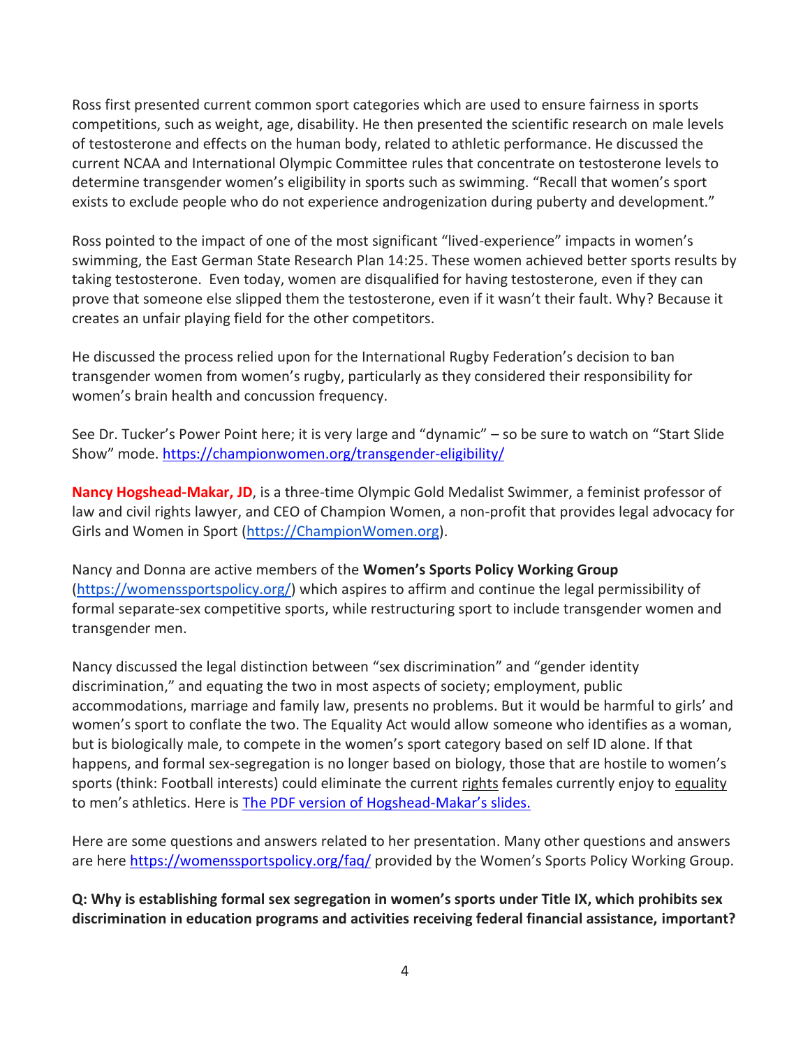Ross first presented current common sport categories which are used to ensure fairness in sports competitions, such as weight, age, disability. He then presented the scientific research on male levels of testosterone and effects on the human body, related to athletic performance. He discussed the current NCAA and International Olympic Committee rules that concentrate on testosterone levels to determine transgender women's eligibility in sports such as swimming. "Recall that women's sport exists to exclude people who do not experience androgenization during puberty and development."

Ross pointed to the impact of one of the most significant "lived-experience" impacts in women's swimming, the East German State Research Plan 14:25. These women achieved better sports results by taking testosterone. Even today, women are disqualified for having testosterone, even if they can prove that someone else slipped them the testosterone, even if it wasn't their fault. Why? Because it creates an unfair playing field for the other competitors.

He discussed the process relied upon for the International Rugby Federation's decision to ban transgender women from women's rugby, particularly as they considered their responsibility for women's brain health and concussion frequency.

See Dr. Tucker's Power Point here; it is very large and "dynamic" – so be sure to watch on "Start Slide Show" mode. [https://championwomen.org/transgender-eligibility/](https://championwomen.org/transgender-eligibility/)

**Nancy Hogshead-Makar, JD**, is a three-time Olympic Gold Medalist Swimmer, a feminist professor of law and civil rights lawyer, and CEO of Champion Women, a non-profit that provides legal advocacy for Girls and Women in Sport ([https://ChampionWomen.org](https://ChampionWomen.org)).

Nancy and Donna are active members of the **Women's Sports Policy Working Group** ([https://womenssportspolicy.org/](https://womenssportspolicy.org/)) which aspires to affirm and continue the legal permissibility of formal separate-sex competitive sports, while restructuring sport to include transgender women and transgender men.

Nancy discussed the legal distinction between "sex discrimination" and "gender identity discrimination," and equating the two in most aspects of society; employment, public accommodations, marriage and family law, presents no problems. But it would be harmful to girls' and women's sport to conflate the two. The Equality Act would allow someone who identifies as a woman, but is biologically male, to compete in the women's sport category based on self ID alone. If that happens, and formal sex-segregation is no longer based on biology, those that are hostile to women's sports (think: Football interests) could eliminate the current rights females currently enjoy to equality to men's athletics. Here is [The PDF version of Hogshead-Makar's slides.]()

Here are some questions and answers related to her presentation. Many other questions and answers are here [https://womenssportspolicy.org/faq/](https://womenssportspolicy.org/faq/) provided by the Women's Sports Policy Working Group.

**Q: Why is establishing formal sex segregation in women's sports under Title IX, which prohibits sex discrimination in education programs and activities receiving federal financial assistance, important?**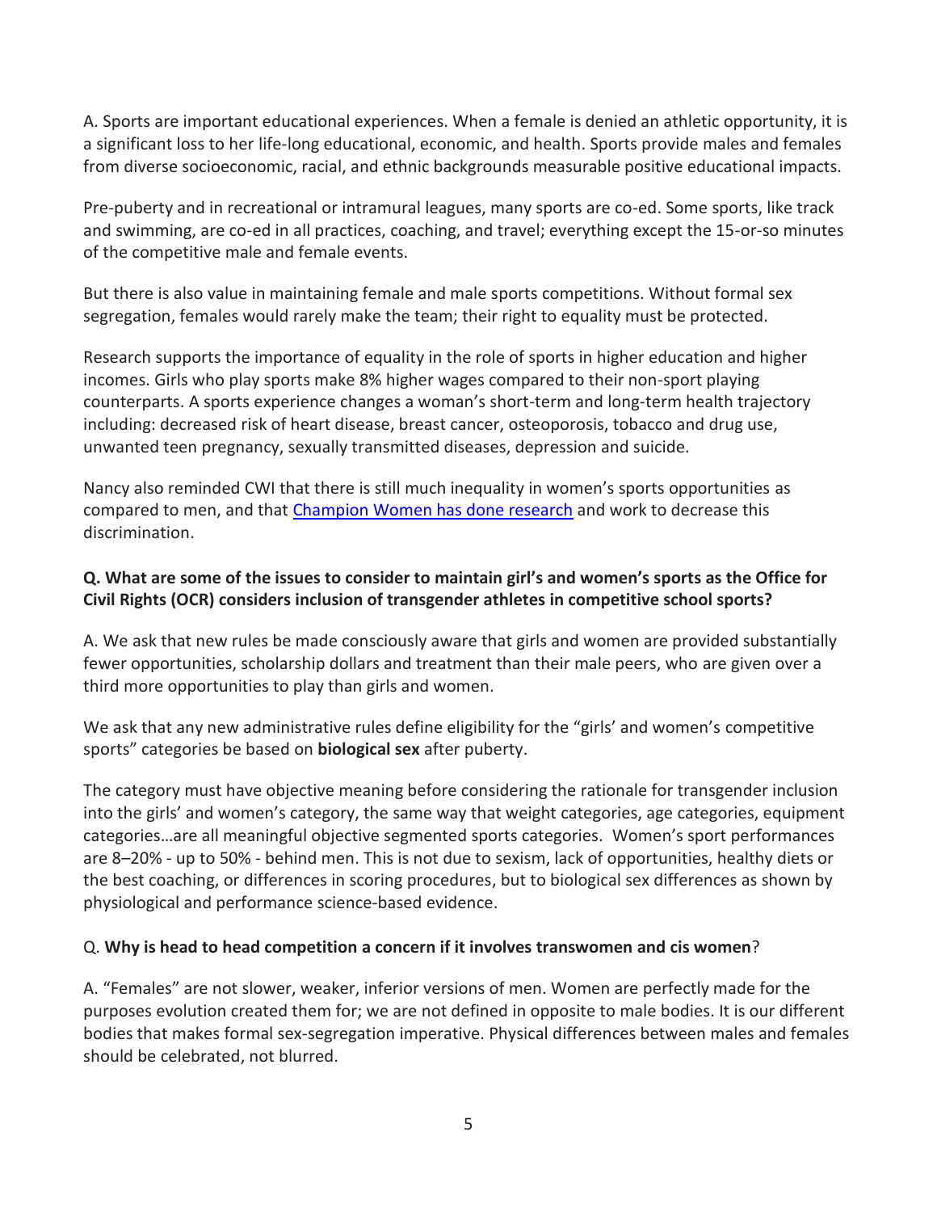A. Sports are important educational experiences. When a female is denied an athletic opportunity, it is a significant loss to her life-long educational, economic, and health. Sports provide males and females from diverse socioeconomic, racial, and ethnic backgrounds measurable positive educational impacts.

Pre-puberty and in recreational or intramural leagues, many sports are co-ed. Some sports, like track and swimming, are co-ed in all practices, coaching, and travel; everything except the 15-or-so minutes of the competitive male and female events.

But there is also value in maintaining female and male sports competitions. Without formal sex segregation, females would rarely make the team; their right to equality must be protected.

Research supports the importance of equality in the role of sports in higher education and higher incomes. Girls who play sports make 8% higher wages compared to their non-sport playing counterparts. A sports experience changes a woman's short-term and long-term health trajectory including: decreased risk of heart disease, breast cancer, osteoporosis, tobacco and drug use, unwanted teen pregnancy, sexually transmitted diseases, depression and suicide.

Nancy also reminded CWI that there is still much inequality in women's sports opportunities as compared to men, and that [Champion Women has done research] and work to decrease this discrimination.

**Q. What are some of the issues to consider to maintain girl's and women's sports as the Office for Civil Rights (OCR) considers inclusion of transgender athletes in competitive school sports?**

A. We ask that new rules be made consciously aware that girls and women are provided substantially fewer opportunities, scholarship dollars and treatment than their male peers, who are given over a third more opportunities to play than girls and women.

We ask that any new administrative rules define eligibility for the "girls' and women's competitive sports" categories be based on **biological sex** after puberty.

The category must have objective meaning before considering the rationale for transgender inclusion into the girls' and women's category, the same way that weight categories, age categories, equipment categories…are all meaningful objective segmented sports categories. Women's sport performances are 8–20% - up to 50% - behind men. This is not due to sexism, lack of opportunities, healthy diets or the best coaching, or differences in scoring procedures, but to biological sex differences as shown by physiological and performance science-based evidence.

Q. **Why is head to head competition a concern if it involves transwomen and cis women**?

A. "Females" are not slower, weaker, inferior versions of men. Women are perfectly made for the purposes evolution created them for; we are not defined in opposite to male bodies. It is our different bodies that makes formal sex-segregation imperative. Physical differences between males and females should be celebrated, not blurred.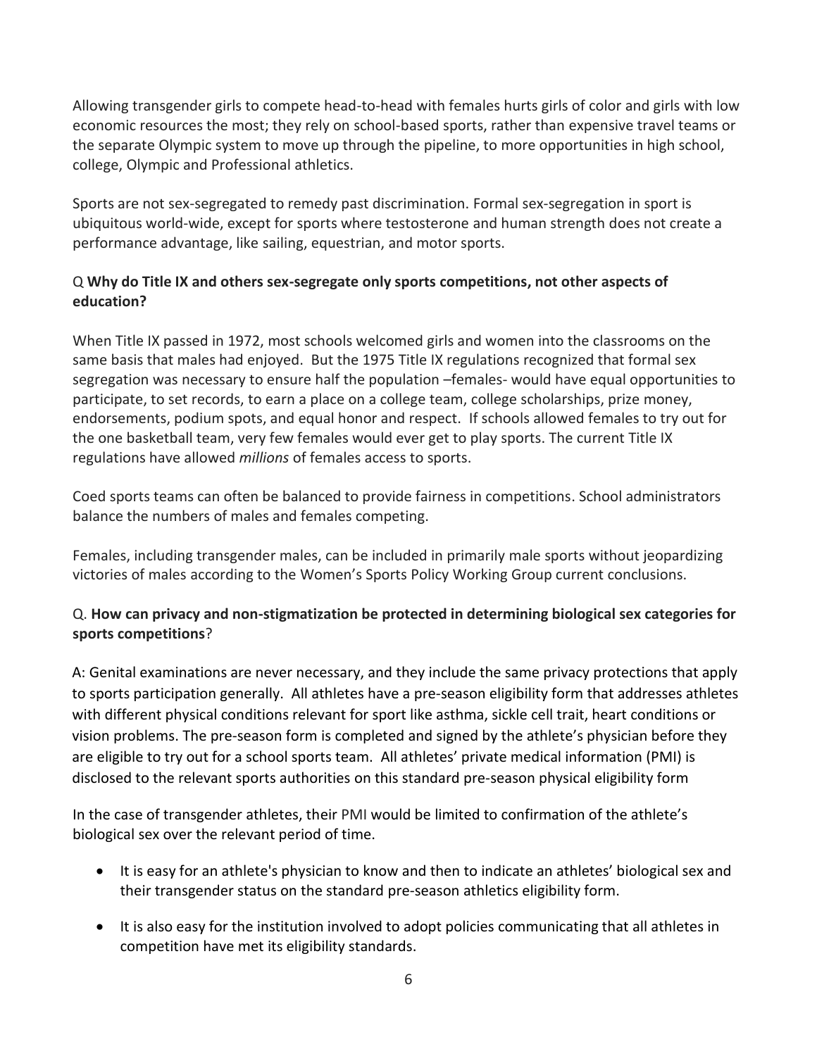Allowing transgender girls to compete head-to-head with females hurts girls of color and girls with low economic resources the most; they rely on school-based sports, rather than expensive travel teams or the separate Olympic system to move up through the pipeline, to more opportunities in high school, college, Olympic and Professional athletics.

Sports are not sex-segregated to remedy past discrimination. Formal sex-segregation in sport is ubiquitous world-wide, except for sports where testosterone and human strength does not create a performance advantage, like sailing, equestrian, and motor sports.

Q **Why do Title IX and others sex-segregate only sports competitions, not other aspects of education?**

When Title IX passed in 1972, most schools welcomed girls and women into the classrooms on the same basis that males had enjoyed. But the 1975 Title IX regulations recognized that formal sex segregation was necessary to ensure half the population –females- would have equal opportunities to participate, to set records, to earn a place on a college team, college scholarships, prize money, endorsements, podium spots, and equal honor and respect. If schools allowed females to try out for the one basketball team, very few females would ever get to play sports. The current Title IX regulations have allowed *millions* of females access to sports.

Coed sports teams can often be balanced to provide fairness in competitions. School administrators balance the numbers of males and females competing.

Females, including transgender males, can be included in primarily male sports without jeopardizing victories of males according to the Women's Sports Policy Working Group current conclusions.

Q. **How can privacy and non-stigmatization be protected in determining biological sex categories for sports competitions**?

A: Genital examinations are never necessary, and they include the same privacy protections that apply to sports participation generally. All athletes have a pre-season eligibility form that addresses athletes with different physical conditions relevant for sport like asthma, sickle cell trait, heart conditions or vision problems. The pre-season form is completed and signed by the athlete's physician before they are eligible to try out for a school sports team. All athletes' private medical information (PMI) is disclosed to the relevant sports authorities on this standard pre-season physical eligibility form

In the case of transgender athletes, their PMI would be limited to confirmation of the athlete's biological sex over the relevant period of time.

- It is easy for an athlete's physician to know and then to indicate an athletes' biological sex and their transgender status on the standard pre-season athletics eligibility form.
- It is also easy for the institution involved to adopt policies communicating that all athletes in competition have met its eligibility standards.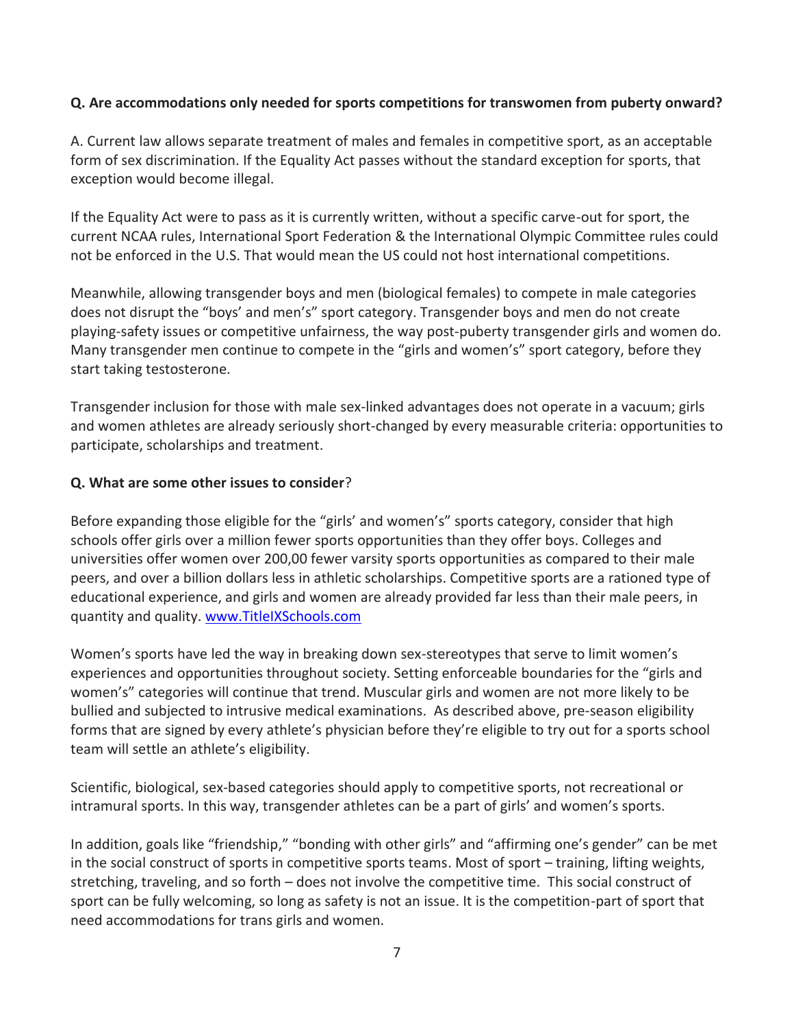**Q. Are accommodations only needed for sports competitions for transwomen from puberty onward?**

A. Current law allows separate treatment of males and females in competitive sport, as an acceptable form of sex discrimination. If the Equality Act passes without the standard exception for sports, that exception would become illegal.

If the Equality Act were to pass as it is currently written, without a specific carve-out for sport, the current NCAA rules, International Sport Federation & the International Olympic Committee rules could not be enforced in the U.S. That would mean the US could not host international competitions.

Meanwhile, allowing transgender boys and men (biological females) to compete in male categories does not disrupt the "boys' and men's" sport category. Transgender boys and men do not create playing-safety issues or competitive unfairness, the way post-puberty transgender girls and women do. Many transgender men continue to compete in the "girls and women's" sport category, before they start taking testosterone.

Transgender inclusion for those with male sex-linked advantages does not operate in a vacuum; girls and women athletes are already seriously short-changed by every measurable criteria: opportunities to participate, scholarships and treatment.

**Q. What are some other issues to consider**?

Before expanding those eligible for the "girls' and women's" sports category, consider that high schools offer girls over a million fewer sports opportunities than they offer boys. Colleges and universities offer women over 200,00 fewer varsity sports opportunities as compared to their male peers, and over a billion dollars less in athletic scholarships. Competitive sports are a rationed type of educational experience, and girls and women are already provided far less than their male peers, in quantity and quality. [www.TitleIXSchools.com](http://www.TitleIXSchools.com)

Women's sports have led the way in breaking down sex-stereotypes that serve to limit women's experiences and opportunities throughout society. Setting enforceable boundaries for the "girls and women's" categories will continue that trend. Muscular girls and women are not more likely to be bullied and subjected to intrusive medical examinations. As described above, pre-season eligibility forms that are signed by every athlete's physician before they're eligible to try out for a sports school team will settle an athlete's eligibility.

Scientific, biological, sex-based categories should apply to competitive sports, not recreational or intramural sports. In this way, transgender athletes can be a part of girls' and women's sports.

In addition, goals like "friendship," "bonding with other girls" and "affirming one's gender" can be met in the social construct of sports in competitive sports teams. Most of sport – training, lifting weights, stretching, traveling, and so forth – does not involve the competitive time. This social construct of sport can be fully welcoming, so long as safety is not an issue. It is the competition-part of sport that need accommodations for trans girls and women.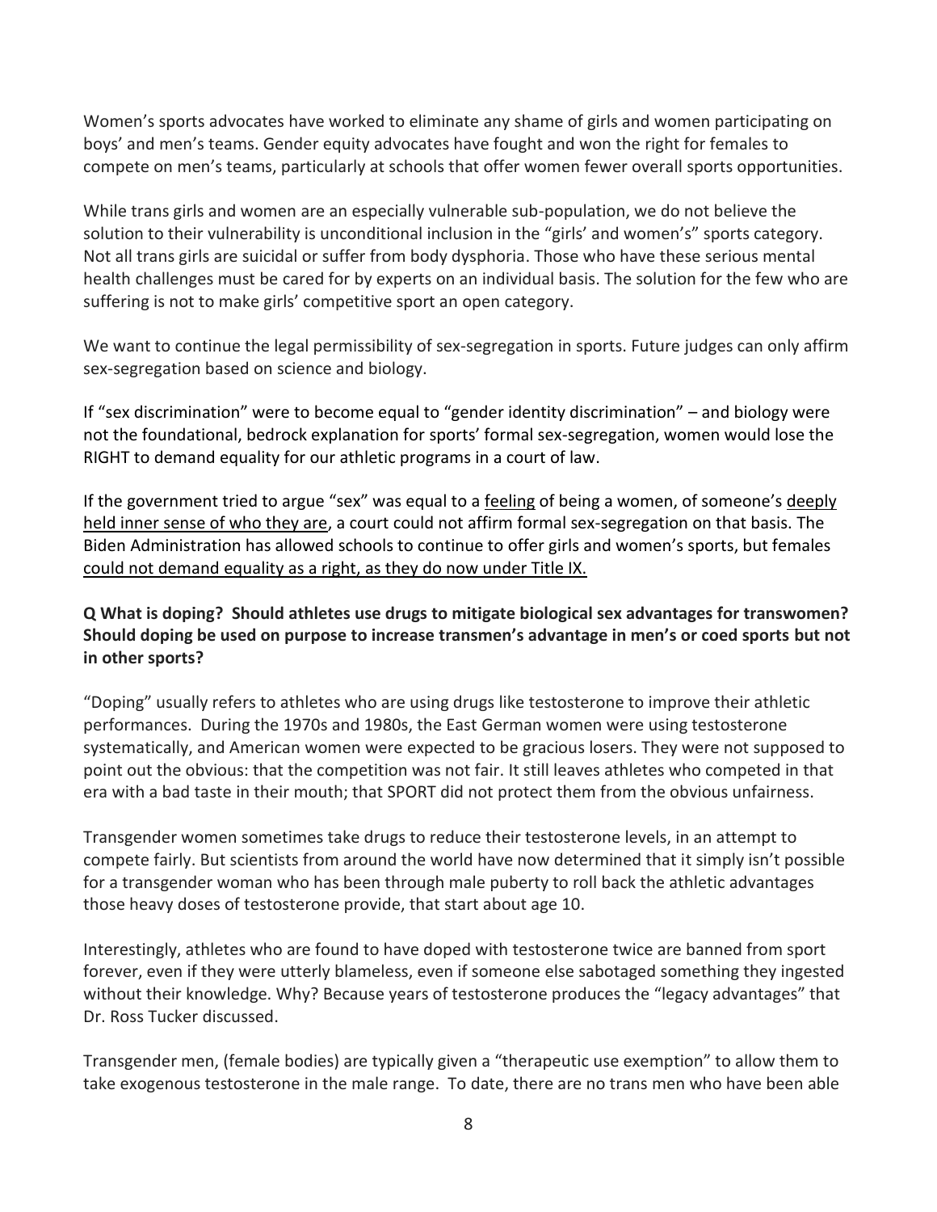Women's sports advocates have worked to eliminate any shame of girls and women participating on boys' and men's teams. Gender equity advocates have fought and won the right for females to compete on men's teams, particularly at schools that offer women fewer overall sports opportunities.

While trans girls and women are an especially vulnerable sub-population, we do not believe the solution to their vulnerability is unconditional inclusion in the "girls' and women's" sports category. Not all trans girls are suicidal or suffer from body dysphoria. Those who have these serious mental health challenges must be cared for by experts on an individual basis. The solution for the few who are suffering is not to make girls' competitive sport an open category.

We want to continue the legal permissibility of sex-segregation in sports. Future judges can only affirm sex-segregation based on science and biology.

If "sex discrimination" were to become equal to "gender identity discrimination" – and biology were not the foundational, bedrock explanation for sports' formal sex-segregation, women would lose the RIGHT to demand equality for our athletic programs in a court of law.

If the government tried to argue "sex" was equal to a <u>feeling</u> of being a women, of someone's <u>deeply held inner sense of who they are</u>, a court could not affirm formal sex-segregation on that basis. The Biden Administration has allowed schools to continue to offer girls and women's sports, but females <u>could not demand equality as a right, as they do now under Title IX.</u>

**Q What is doping? Should athletes use drugs to mitigate biological sex advantages for transwomen? Should doping be used on purpose to increase transmen's advantage in men's or coed sports but not in other sports?**

"Doping" usually refers to athletes who are using drugs like testosterone to improve their athletic performances. During the 1970s and 1980s, the East German women were using testosterone systematically, and American women were expected to be gracious losers. They were not supposed to point out the obvious: that the competition was not fair. It still leaves athletes who competed in that era with a bad taste in their mouth; that SPORT did not protect them from the obvious unfairness.

Transgender women sometimes take drugs to reduce their testosterone levels, in an attempt to compete fairly. But scientists from around the world have now determined that it simply isn't possible for a transgender woman who has been through male puberty to roll back the athletic advantages those heavy doses of testosterone provide, that start about age 10.

Interestingly, athletes who are found to have doped with testosterone twice are banned from sport forever, even if they were utterly blameless, even if someone else sabotaged something they ingested without their knowledge. Why? Because years of testosterone produces the "legacy advantages" that Dr. Ross Tucker discussed.

Transgender men, (female bodies) are typically given a "therapeutic use exemption" to allow them to take exogenous testosterone in the male range. To date, there are no trans men who have been able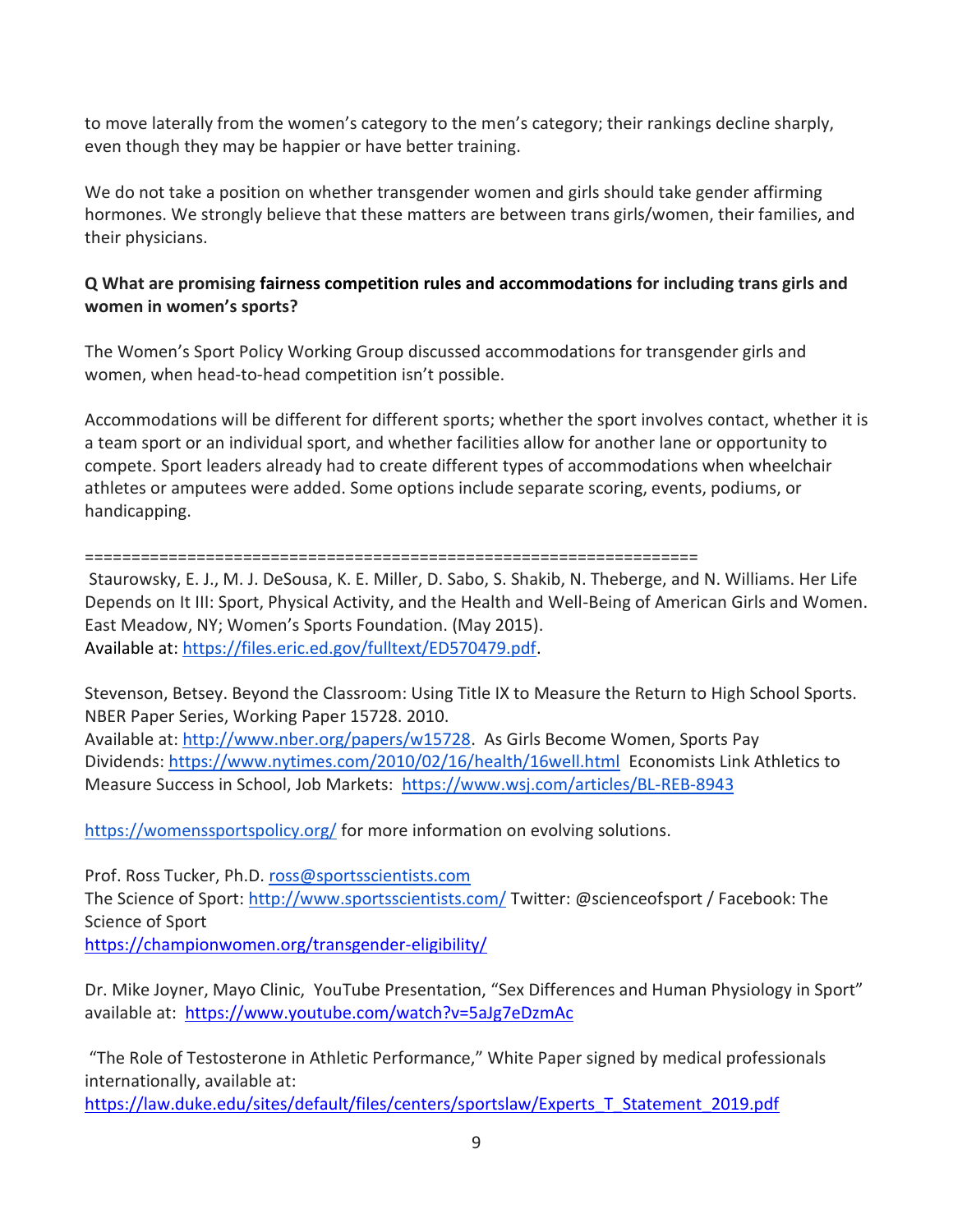to move laterally from the women's category to the men's category; their rankings decline sharply, even though they may be happier or have better training.

We do not take a position on whether transgender women and girls should take gender affirming hormones. We strongly believe that these matters are between trans girls/women, their families, and their physicians.

**Q What are promising fairness competition rules and accommodations for including trans girls and women in women's sports?**

The Women's Sport Policy Working Group discussed accommodations for transgender girls and women, when head-to-head competition isn't possible.

Accommodations will be different for different sports; whether the sport involves contact, whether it is a team sport or an individual sport, and whether facilities allow for another lane or opportunity to compete. Sport leaders already had to create different types of accommodations when wheelchair athletes or amputees were added. Some options include separate scoring, events, podiums, or handicapping.

==================================================================

Staurowsky, E. J., M. J. DeSousa, K. E. Miller, D. Sabo, S. Shakib, N. Theberge, and N. Williams. Her Life Depends on It III: Sport, Physical Activity, and the Health and Well-Being of American Girls and Women. East Meadow, NY; Women's Sports Foundation. (May 2015).
Available at: https://files.eric.ed.gov/fulltext/ED570479.pdf.

Stevenson, Betsey. Beyond the Classroom: Using Title IX to Measure the Return to High School Sports. NBER Paper Series, Working Paper 15728. 2010.
Available at: http://www.nber.org/papers/w15728. As Girls Become Women, Sports Pay Dividends: https://www.nytimes.com/2010/02/16/health/16well.html Economists Link Athletics to Measure Success in School, Job Markets: https://www.wsj.com/articles/BL-REB-8943

https://womenssportspolicy.org/ for more information on evolving solutions.

Prof. Ross Tucker, Ph.D. ross@sportsscientists.com
The Science of Sport: http://www.sportsscientists.com/ Twitter: @scienceofsport / Facebook: The Science of Sport
https://championwomen.org/transgender-eligibility/

Dr. Mike Joyner, Mayo Clinic, YouTube Presentation, "Sex Differences and Human Physiology in Sport" available at: https://www.youtube.com/watch?v=5aJg7eDzmAc

"The Role of Testosterone in Athletic Performance," White Paper signed by medical professionals internationally, available at:
https://law.duke.edu/sites/default/files/centers/sportslaw/Experts_T_Statement_2019.pdf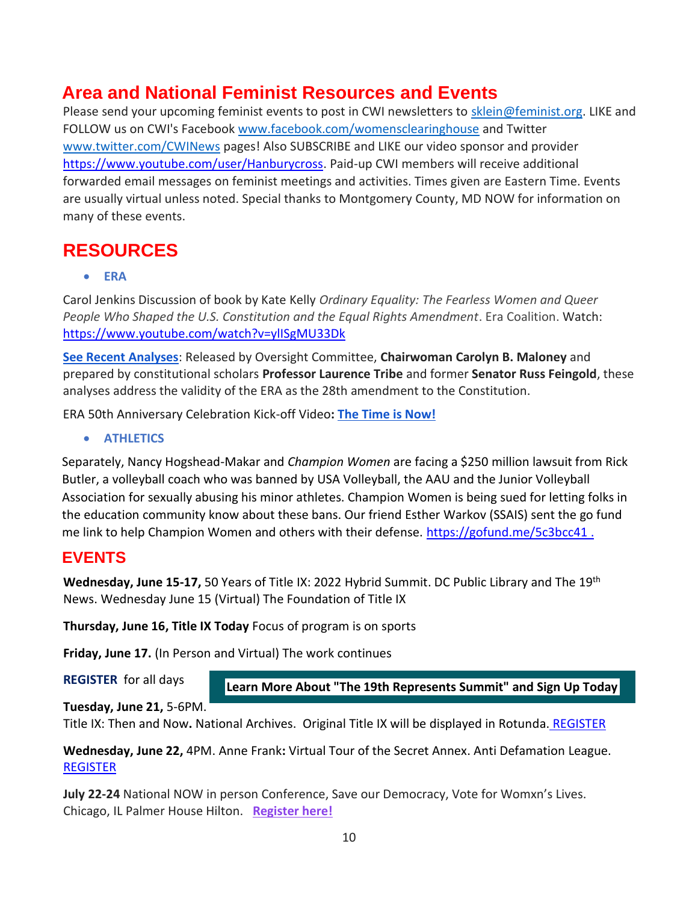## Area and National Feminist Resources and Events

Please send your upcoming feminist events to post in CWI newsletters to sklein@feminist.org. LIKE and FOLLOW us on CWI's Facebook www.facebook.com/womensclearinghouse and Twitter www.twitter.com/CWINews pages! Also SUBSCRIBE and LIKE our video sponsor and provider https://www.youtube.com/user/Hanburycross. Paid-up CWI members will receive additional forwarded email messages on feminist meetings and activities. Times given are Eastern Time. Events are usually virtual unless noted. Special thanks to Montgomery County, MD NOW for information on many of these events.

## RESOURCES

- **ERA**

Carol Jenkins Discussion of book by Kate Kelly *Ordinary Equality: The Fearless Women and Queer People Who Shaped the U.S. Constitution and the Equal Rights Amendment*. Era Coalition. Watch: https://www.youtube.com/watch?v=yIISgMU33Dk

**See Recent Analyses**: Released by Oversight Committee, **Chairwoman Carolyn B. Maloney** and prepared by constitutional scholars **Professor Laurence Tribe** and former **Senator Russ Feingold**, these analyses address the validity of the ERA as the 28th amendment to the Constitution.

ERA 50th Anniversary Celebration Kick-off Video**: The Time is Now!**

- **ATHLETICS**

Separately, Nancy Hogshead-Makar and *Champion Women* are facing a $250 million lawsuit from Rick Butler, a volleyball coach who was banned by USA Volleyball, the AAU and the Junior Volleyball Association for sexually abusing his minor athletes. Champion Women is being sued for letting folks in the education community know about these bans. Our friend Esther Warkov (SSAIS) sent the go fund me link to help Champion Women and others with their defense. https://gofund.me/5c3bcc41 .

## EVENTS

**Wednesday, June 15-17,** 50 Years of Title IX: 2022 Hybrid Summit. DC Public Library and The 19th News. Wednesday June 15 (Virtual) The Foundation of Title IX

**Thursday, June 16, Title IX Today** Focus of program is on sports

**Friday, June 17.** (In Person and Virtual) The work continues

**REGISTER** for all days

**Learn More About "The 19th Represents Summit" and Sign Up Today**

**Tuesday, June 21,** 5-6PM.
Title IX: Then and Now**.** National Archives. Original Title IX will be displayed in Rotunda. REGISTER

**Wednesday, June 22,** 4PM. Anne Frank**:** Virtual Tour of the Secret Annex. Anti Defamation League. REGISTER

**July 22-24** National NOW in person Conference, Save our Democracy, Vote for Womxn's Lives. Chicago, IL Palmer House Hilton. **Register here!**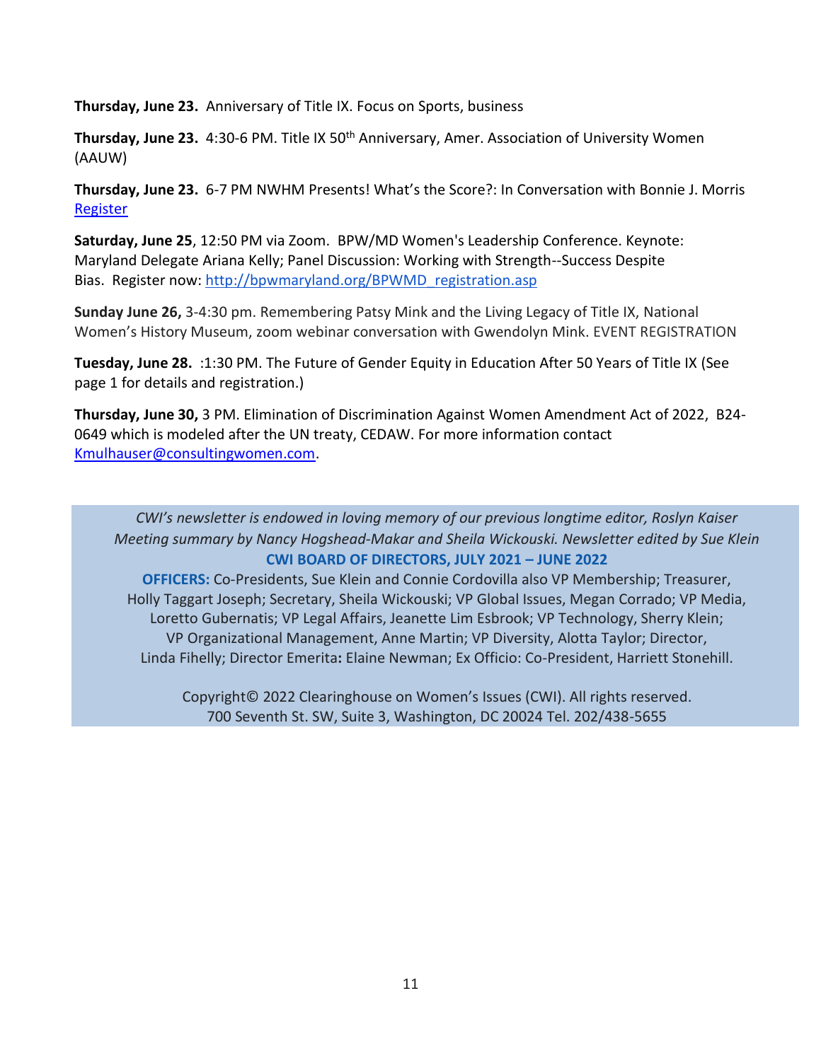**Thursday, June 23.** Anniversary of Title IX. Focus on Sports, business

**Thursday, June 23.** 4:30-6 PM. Title IX 50th Anniversary, Amer. Association of University Women (AAUW)

**Thursday, June 23.** 6-7 PM NWHM Presents! What's the Score?: In Conversation with Bonnie J. Morris Register

**Saturday, June 25**, 12:50 PM via Zoom. BPW/MD Women's Leadership Conference. Keynote: Maryland Delegate Ariana Kelly; Panel Discussion: Working with Strength--Success Despite Bias. Register now: http://bpwmaryland.org/BPWMD_registration.asp

**Sunday June 26,** 3-4:30 pm. Remembering Patsy Mink and the Living Legacy of Title IX, National Women's History Museum, zoom webinar conversation with Gwendolyn Mink. EVENT REGISTRATION

**Tuesday, June 28.** :1:30 PM. The Future of Gender Equity in Education After 50 Years of Title IX (See page 1 for details and registration.)

**Thursday, June 30,** 3 PM. Elimination of Discrimination Against Women Amendment Act of 2022, B24-0649 which is modeled after the UN treaty, CEDAW. For more information contact Kmulhauser@consultingwomen.com.

*CWI's newsletter is endowed in loving memory of our previous longtime editor, Roslyn Kaiser*
*Meeting summary by Nancy Hogshead-Makar and Sheila Wickouski. Newsletter edited by Sue Klein*

**CWI BOARD OF DIRECTORS, JULY 2021 – JUNE 2022**

**OFFICERS:** Co-Presidents, Sue Klein and Connie Cordovilla also VP Membership; Treasurer, Holly Taggart Joseph; Secretary, Sheila Wickouski; VP Global Issues, Megan Corrado; VP Media, Loretto Gubernatis; VP Legal Affairs, Jeanette Lim Esbrook; VP Technology, Sherry Klein; VP Organizational Management, Anne Martin; VP Diversity, Alotta Taylor; Director, Linda Fihelly; Director Emerita**:** Elaine Newman; Ex Officio: Co-President, Harriett Stonehill.

Copyright© 2022 Clearinghouse on Women's Issues (CWI). All rights reserved.
700 Seventh St. SW, Suite 3, Washington, DC 20024 Tel. 202/438-5655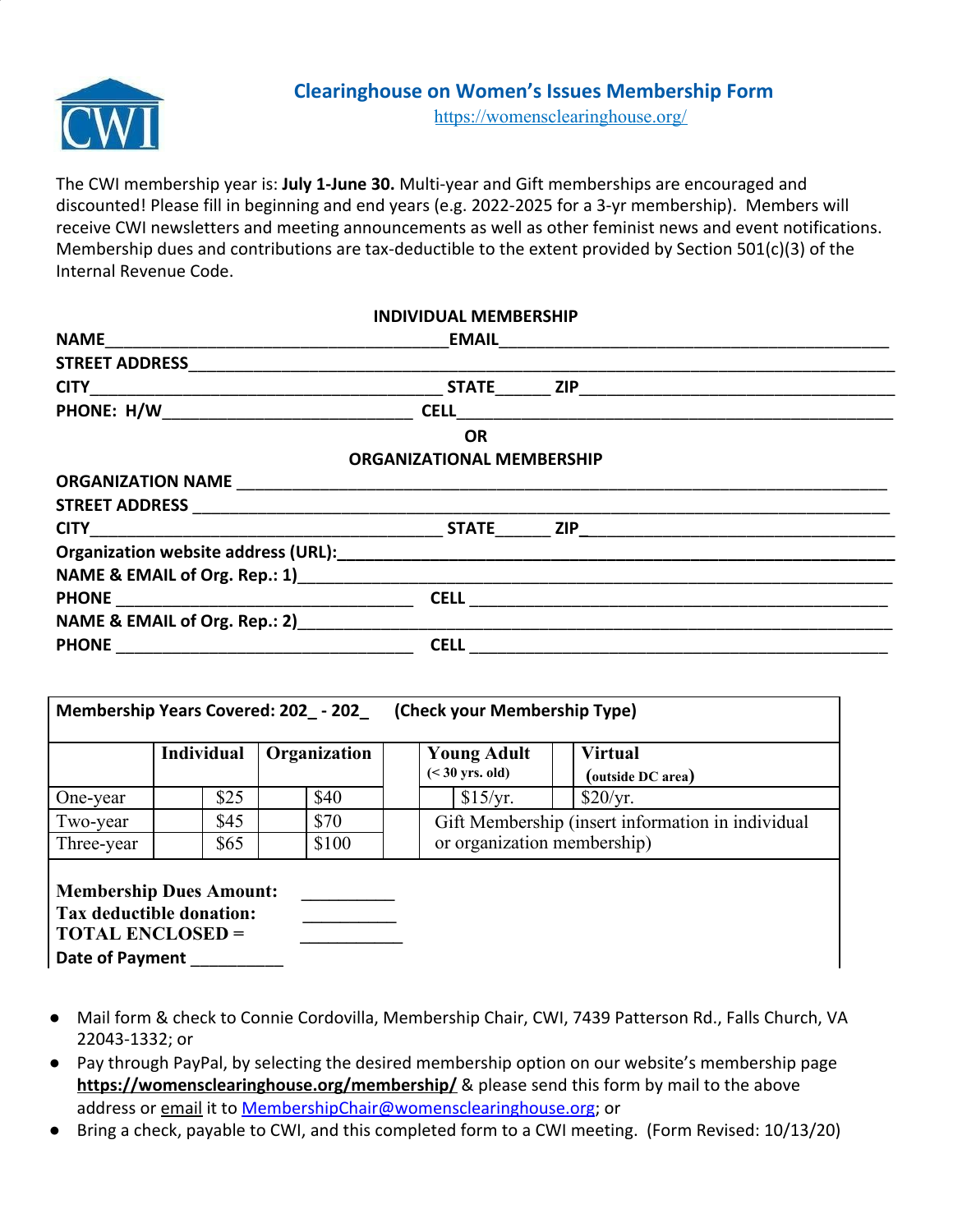# Clearinghouse on Women's Issues Membership Form

https://womensclearinghouse.org/

The CWI membership year is: **July 1-June 30.** Multi-year and Gift memberships are encouraged and discounted! Please fill in beginning and end years (e.g. 2022-2025 for a 3-yr membership). Members will receive CWI newsletters and meeting announcements as well as other feminist news and event notifications. Membership dues and contributions are tax-deductible to the extent provided by Section 501(c)(3) of the Internal Revenue Code.

**INDIVIDUAL MEMBERSHIP**

**NAME**_______________________________________**EMAIL**____________________________________________

**STREET ADDRESS**_______________________________________________________________________________

**CITY**_______________________________________ **STATE**______ **ZIP**___________________________________

**PHONE: H/W**_____________________________ **CELL**_______________________________________________

**OR**

**ORGANIZATIONAL MEMBERSHIP**

**ORGANIZATION NAME** ___________________________________________________________________________

**STREET ADDRESS** _______________________________________________________________________________

**CITY**_______________________________________ **STATE**______ **ZIP**___________________________________

**Organization website address (URL):**______________________________________________________________

**NAME & EMAIL of Org. Rep.: 1)**___________________________________________________________________

**PHONE** _________________________________ **CELL** _____________________________________________

**NAME & EMAIL of Org. Rep.: 2)**___________________________________________________________________

**PHONE** _________________________________ **CELL** _____________________________________________

**Membership Years Covered: 202_ - 202_ (Check your Membership Type)**

| | Individual | | Organization | | | Young Adult (< 30 yrs. old) | | Virtual (outside DC area) |
|---|---|---|---|---|---|---|---|---|
| One-year | | $25 | | $40 | | | $15/yr. | $20/yr. |
| Two-year | | $45 | | $70 | | Gift Membership (insert information in individual or organization membership) | | |
| Three-year | | $65 | | $100 | | | | |

**Membership Dues Amount:** __________

**Tax deductible donation:** __________

**TOTAL ENCLOSED =** ___________

**Date of Payment** __________

- Mail form & check to Connie Cordovilla, Membership Chair, CWI, 7439 Patterson Rd., Falls Church, VA 22043-1332; or
- Pay through PayPal, by selecting the desired membership option on our website's membership page **https://womensclearinghouse.org/membership/** & please send this form by mail to the above address or email it to MembershipChair@womensclearinghouse.org; or
- Bring a check, payable to CWI, and this completed form to a CWI meeting. (Form Revised: 10/13/20)